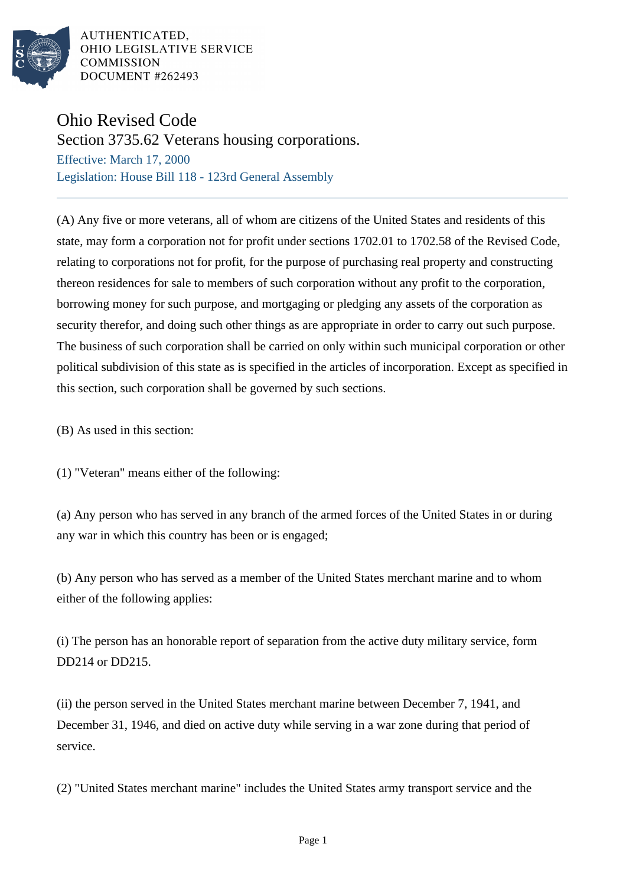AUTHENTICATED,
OHIO LEGISLATIVE SERVICE
COMMISSION
DOCUMENT #262493

# Ohio Revised Code

## Section 3735.62 Veterans housing corporations.

Effective: March 17, 2000

Legislation: House Bill 118 - 123rd General Assembly

(A) Any five or more veterans, all of whom are citizens of the United States and residents of this state, may form a corporation not for profit under sections 1702.01 to 1702.58 of the Revised Code, relating to corporations not for profit, for the purpose of purchasing real property and constructing thereon residences for sale to members of such corporation without any profit to the corporation, borrowing money for such purpose, and mortgaging or pledging any assets of the corporation as security therefor, and doing such other things as are appropriate in order to carry out such purpose. The business of such corporation shall be carried on only within such municipal corporation or other political subdivision of this state as is specified in the articles of incorporation. Except as specified in this section, such corporation shall be governed by such sections.

(B) As used in this section:

(1) "Veteran" means either of the following:

(a) Any person who has served in any branch of the armed forces of the United States in or during any war in which this country has been or is engaged;

(b) Any person who has served as a member of the United States merchant marine and to whom either of the following applies:

(i) The person has an honorable report of separation from the active duty military service, form DD214 or DD215.

(ii) the person served in the United States merchant marine between December 7, 1941, and December 31, 1946, and died on active duty while serving in a war zone during that period of service.

(2) "United States merchant marine" includes the United States army transport service and the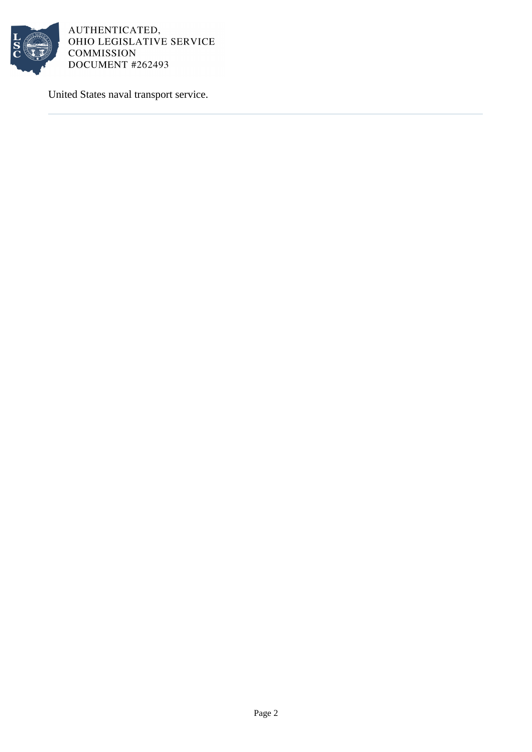United States naval transport service.